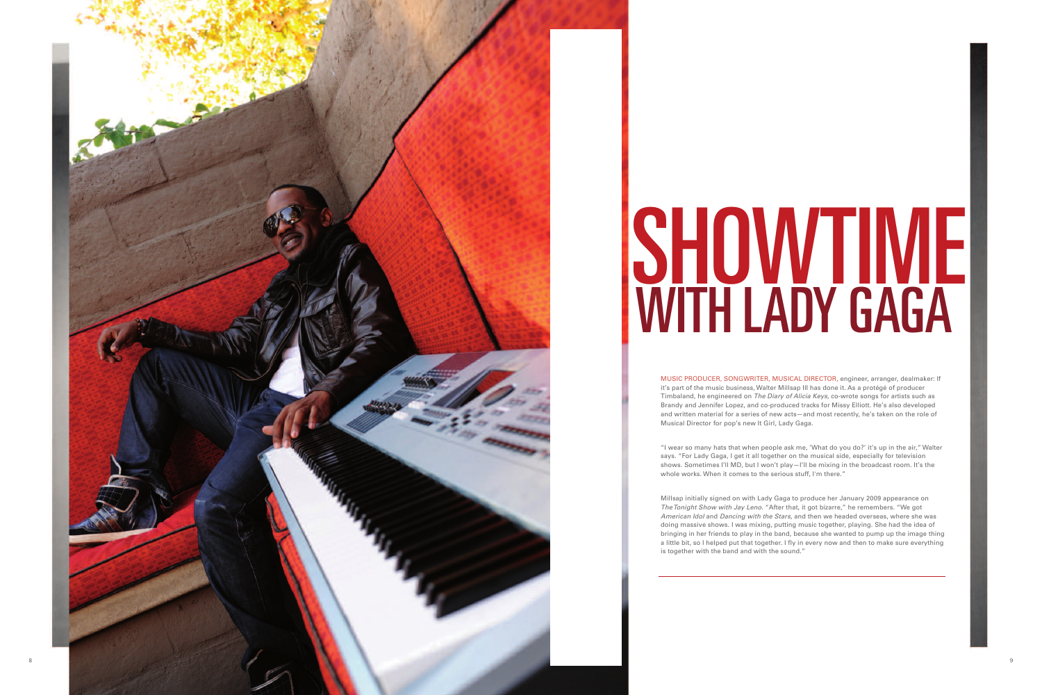# SHOWTIME WITH LADY GAGA

MUSIC PRODUCER, SONGWRITER, MUSICAL DIRECTOR, engineer, arranger, dealmaker: If it's part of the music business, Walter Millsap III has done it. As a protégé of producer Timbaland, he engineered on *The Diary of Alicia Keys*, co-wrote songs for artists such as Brandy and Jennifer Lopez, and co-produced tracks for Missy Elliott. He's also developed and written material for a series of new acts—and most recently, he's taken on the role of Musical Director for pop's new It Girl, Lady Gaga.

"I wear so many hats that when people ask me, 'What do you do?' it's up in the air," Walter says. "For Lady Gaga, I get it all together on the musical side, especially for television shows. Sometimes I'll MD, but I won't play—I'll be mixing in the broadcast room. It's the whole works. When it comes to the serious stuff, I'm there."

Millsap initially signed on with Lady Gaga to produce her January 2009 appearance on *The Tonight Show with Jay Leno*. "After that, it got bizarre," he remembers. "We got *American Idol* and *Dancing with the Stars*, and then we headed overseas, where she was doing massive shows. I was mixing, putting music together, playing. She had the idea of bringing in her friends to play in the band, because she wanted to pump up the image thing a little bit, so I helped put that together. I fly in every now and then to make sure everything is together with the band and with the sound."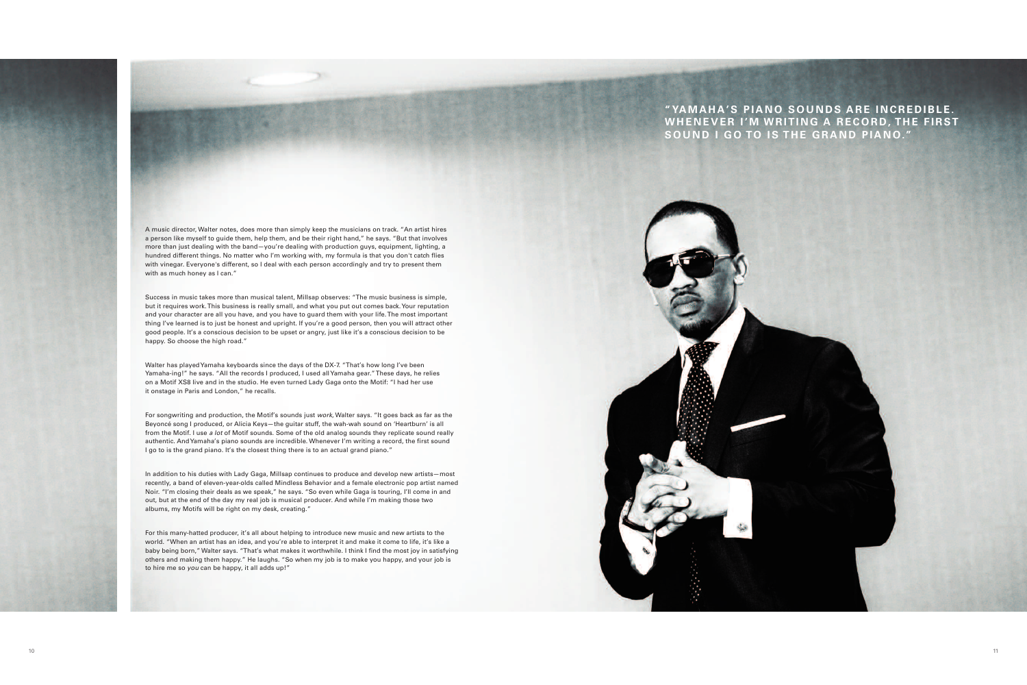**"YAMAHA'S PIANO SOUNDS ARE INCREDIBLE. WHENEVER I'M WRITING A RECORD, THE FIRST SOUND I GO TO IS THE GRAND PIANO."**

A music director, Walter notes, does more than simply keep the musicians on track. "An artist hires a person like myself to guide them, help them, and be their right hand," he says. "But that involves more than just dealing with the band—you're dealing with production guys, equipment, lighting, a hundred different things. No matter who I'm working with, my formula is that you don't catch flies with vinegar. Everyone's different, so I deal with each person accordingly and try to present them with as much honey as I can."

Success in music takes more than musical talent, Millsap observes: "The music business is simple, but it requires work. This business is really small, and what you put out comes back. Your reputation and your character are all you have, and you have to guard them with your life. The most important thing I've learned is to just be honest and upright. If you're a good person, then you will attract other good people. It's a conscious decision to be upset or angry, just like it's a conscious decision to be happy. So choose the high road."

Walter has played Yamaha keyboards since the days of the DX-7. "That's how long I've been Yamaha-ing!" he says. "All the records I produced, I used all Yamaha gear." These days, he relies on a Motif XS8 live and in the studio. He even turned Lady Gaga onto the Motif: "I had her use it onstage in Paris and London," he recalls.

For songwriting and production, the Motif's sounds just *work*, Walter says. "It goes back as far as the Beyoncé song I produced, or Alicia Keys—the guitar stuff, the wah-wah sound on 'Heartburn' is all from the Motif. I use *a lot* of Motif sounds. Some of the old analog sounds they replicate sound really authentic. And Yamaha's piano sounds are incredible. Whenever I'm writing a record, the first sound I go to is the grand piano. It's the closest thing there is to an actual grand piano."

In addition to his duties with Lady Gaga, Millsap continues to produce and develop new artists—most recently, a band of eleven-year-olds called Mindless Behavior and a female electronic pop artist named Noir. "I'm closing their deals as we speak," he says. "So even while Gaga is touring, I'll come in and out, but at the end of the day my real job is musical producer. And while I'm making those two albums, my Motifs will be right on my desk, creating."

For this many-hatted producer, it's all about helping to introduce new music and new artists to the world. "When an artist has an idea, and you're able to interpret it and make it come to life, it's like a baby being born," Walter says. "That's what makes it worthwhile. I think I find the most joy in satisfying others and making them happy." He laughs. "So when my job is to make you happy, and your job is to hire me so *you* can be happy, it all adds up!"